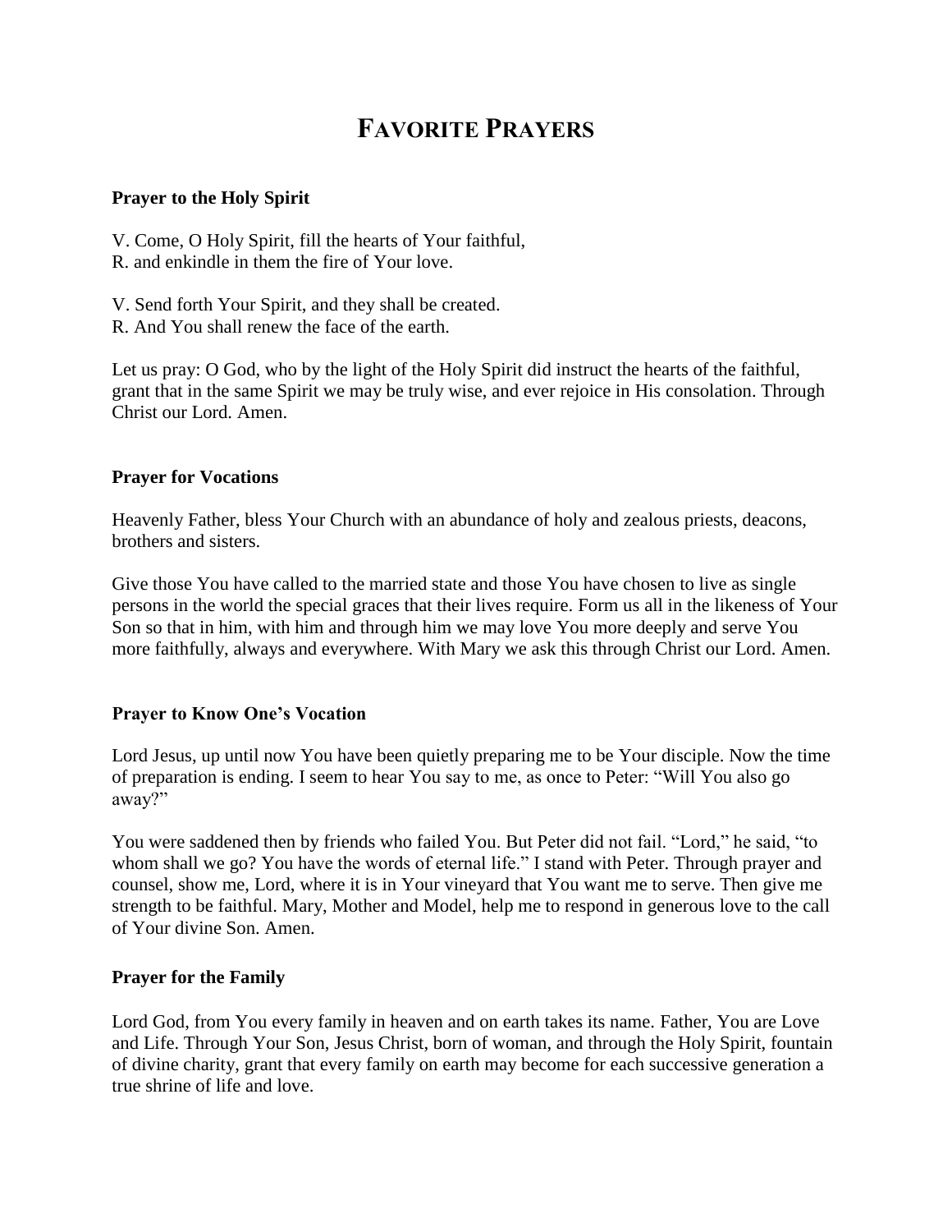# Favorite Prayers

### Prayer to the Holy Spirit

V. Come, O Holy Spirit, fill the hearts of Your faithful,
R. and enkindle in them the fire of Your love.

V. Send forth Your Spirit, and they shall be created.
R. And You shall renew the face of the earth.

Let us pray: O God, who by the light of the Holy Spirit did instruct the hearts of the faithful, grant that in the same Spirit we may be truly wise, and ever rejoice in His consolation. Through Christ our Lord. Amen.

### Prayer for Vocations

Heavenly Father, bless Your Church with an abundance of holy and zealous priests, deacons, brothers and sisters.

Give those You have called to the married state and those You have chosen to live as single persons in the world the special graces that their lives require. Form us all in the likeness of Your Son so that in him, with him and through him we may love You more deeply and serve You more faithfully, always and everywhere. With Mary we ask this through Christ our Lord. Amen.

### Prayer to Know One's Vocation

Lord Jesus, up until now You have been quietly preparing me to be Your disciple. Now the time of preparation is ending. I seem to hear You say to me, as once to Peter: "Will You also go away?"

You were saddened then by friends who failed You. But Peter did not fail. "Lord," he said, "to whom shall we go? You have the words of eternal life." I stand with Peter. Through prayer and counsel, show me, Lord, where it is in Your vineyard that You want me to serve. Then give me strength to be faithful. Mary, Mother and Model, help me to respond in generous love to the call of Your divine Son. Amen.

### Prayer for the Family

Lord God, from You every family in heaven and on earth takes its name. Father, You are Love and Life. Through Your Son, Jesus Christ, born of woman, and through the Holy Spirit, fountain of divine charity, grant that every family on earth may become for each successive generation a true shrine of life and love.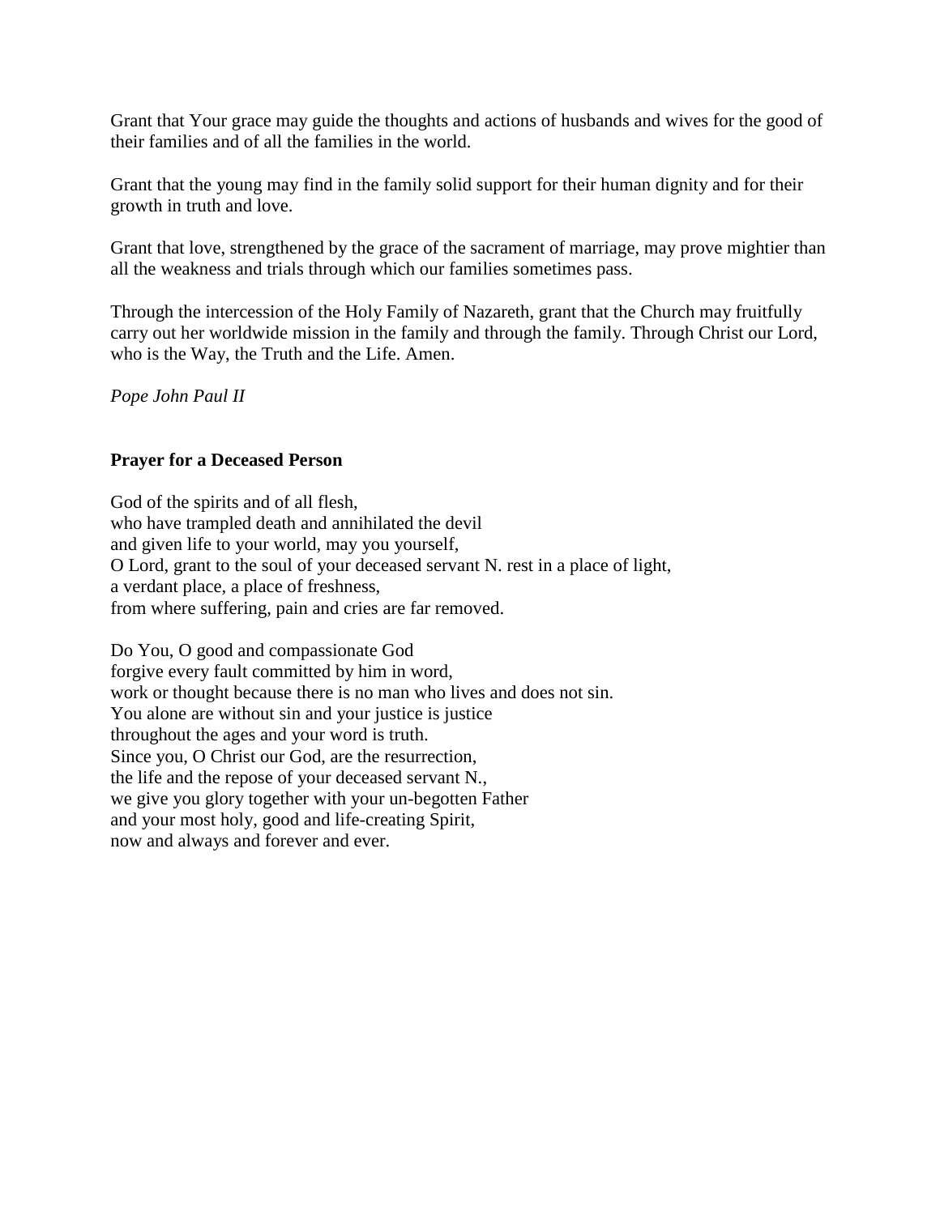Grant that Your grace may guide the thoughts and actions of husbands and wives for the good of their families and of all the families in the world.

Grant that the young may find in the family solid support for their human dignity and for their growth in truth and love.

Grant that love, strengthened by the grace of the sacrament of marriage, may prove mightier than all the weakness and trials through which our families sometimes pass.

Through the intercession of the Holy Family of Nazareth, grant that the Church may fruitfully carry out her worldwide mission in the family and through the family. Through Christ our Lord, who is the Way, the Truth and the Life. Amen.

*Pope John Paul II*

**Prayer for a Deceased Person**

God of the spirits and of all flesh,  
who have trampled death and annihilated the devil  
and given life to your world, may you yourself,  
O Lord, grant to the soul of your deceased servant N. rest in a place of light,  
a verdant place, a place of freshness,  
from where suffering, pain and cries are far removed.

Do You, O good and compassionate God  
forgive every fault committed by him in word,  
work or thought because there is no man who lives and does not sin.  
You alone are without sin and your justice is justice  
throughout the ages and your word is truth.  
Since you, O Christ our God, are the resurrection,  
the life and the repose of your deceased servant N.,  
we give you glory together with your un-begotten Father  
and your most holy, good and life-creating Spirit,  
now and always and forever and ever.